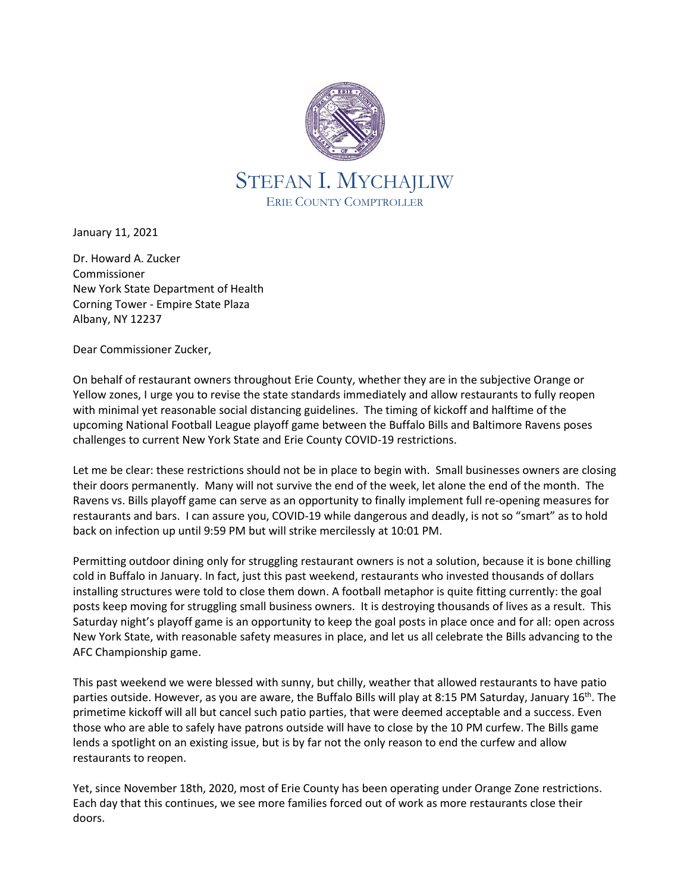# STEFAN I. MYCHAJLIW

ERIE COUNTY COMPTROLLER

January 11, 2021

Dr. Howard A. Zucker
Commissioner
New York State Department of Health
Corning Tower - Empire State Plaza
Albany, NY 12237

Dear Commissioner Zucker,

On behalf of restaurant owners throughout Erie County, whether they are in the subjective Orange or Yellow zones, I urge you to revise the state standards immediately and allow restaurants to fully reopen with minimal yet reasonable social distancing guidelines. The timing of kickoff and halftime of the upcoming National Football League playoff game between the Buffalo Bills and Baltimore Ravens poses challenges to current New York State and Erie County COVID-19 restrictions.

Let me be clear: these restrictions should not be in place to begin with. Small businesses owners are closing their doors permanently. Many will not survive the end of the week, let alone the end of the month. The Ravens vs. Bills playoff game can serve as an opportunity to finally implement full re-opening measures for restaurants and bars. I can assure you, COVID-19 while dangerous and deadly, is not so "smart" as to hold back on infection up until 9:59 PM but will strike mercilessly at 10:01 PM.

Permitting outdoor dining only for struggling restaurant owners is not a solution, because it is bone chilling cold in Buffalo in January. In fact, just this past weekend, restaurants who invested thousands of dollars installing structures were told to close them down. A football metaphor is quite fitting currently: the goal posts keep moving for struggling small business owners. It is destroying thousands of lives as a result. This Saturday night's playoff game is an opportunity to keep the goal posts in place once and for all: open across New York State, with reasonable safety measures in place, and let us all celebrate the Bills advancing to the AFC Championship game.

This past weekend we were blessed with sunny, but chilly, weather that allowed restaurants to have patio parties outside. However, as you are aware, the Buffalo Bills will play at 8:15 PM Saturday, January 16th. The primetime kickoff will all but cancel such patio parties, that were deemed acceptable and a success. Even those who are able to safely have patrons outside will have to close by the 10 PM curfew. The Bills game lends a spotlight on an existing issue, but is by far not the only reason to end the curfew and allow restaurants to reopen.

Yet, since November 18th, 2020, most of Erie County has been operating under Orange Zone restrictions. Each day that this continues, we see more families forced out of work as more restaurants close their doors.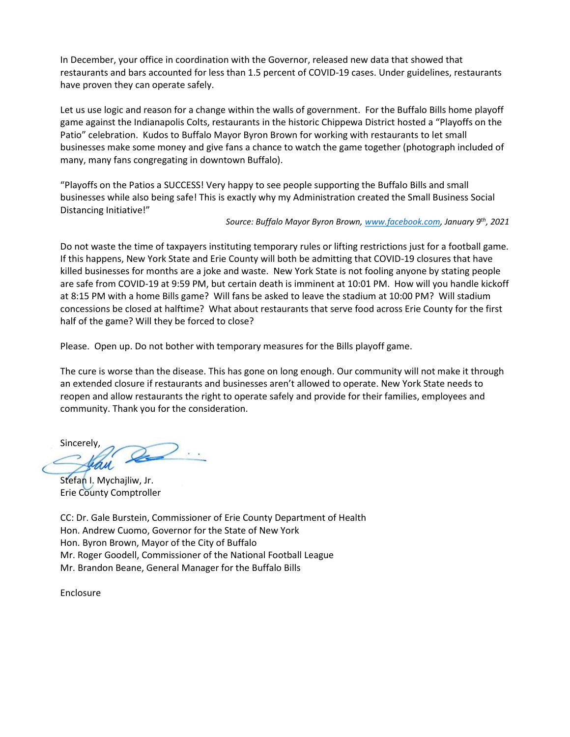In December, your office in coordination with the Governor, released new data that showed that restaurants and bars accounted for less than 1.5 percent of COVID-19 cases. Under guidelines, restaurants have proven they can operate safely.

Let us use logic and reason for a change within the walls of government. For the Buffalo Bills home playoff game against the Indianapolis Colts, restaurants in the historic Chippewa District hosted a "Playoffs on the Patio" celebration. Kudos to Buffalo Mayor Byron Brown for working with restaurants to let small businesses make some money and give fans a chance to watch the game together (photograph included of many, many fans congregating in downtown Buffalo).

"Playoffs on the Patios a SUCCESS! Very happy to see people supporting the Buffalo Bills and small businesses while also being safe! This is exactly why my Administration created the Small Business Social Distancing Initiative!"

*Source: Buffalo Mayor Byron Brown, www.facebook.com, January 9th, 2021*

Do not waste the time of taxpayers instituting temporary rules or lifting restrictions just for a football game. If this happens, New York State and Erie County will both be admitting that COVID-19 closures that have killed businesses for months are a joke and waste. New York State is not fooling anyone by stating people are safe from COVID-19 at 9:59 PM, but certain death is imminent at 10:01 PM. How will you handle kickoff at 8:15 PM with a home Bills game? Will fans be asked to leave the stadium at 10:00 PM? Will stadium concessions be closed at halftime? What about restaurants that serve food across Erie County for the first half of the game? Will they be forced to close?

Please. Open up. Do not bother with temporary measures for the Bills playoff game.

The cure is worse than the disease. This has gone on long enough. Our community will not make it through an extended closure if restaurants and businesses aren't allowed to operate. New York State needs to reopen and allow restaurants the right to operate safely and provide for their families, employees and community. Thank you for the consideration.

Sincerely,

Stefan I. Mychajliw, Jr.
Erie County Comptroller

CC: Dr. Gale Burstein, Commissioner of Erie County Department of Health
Hon. Andrew Cuomo, Governor for the State of New York
Hon. Byron Brown, Mayor of the City of Buffalo
Mr. Roger Goodell, Commissioner of the National Football League
Mr. Brandon Beane, General Manager for the Buffalo Bills

Enclosure